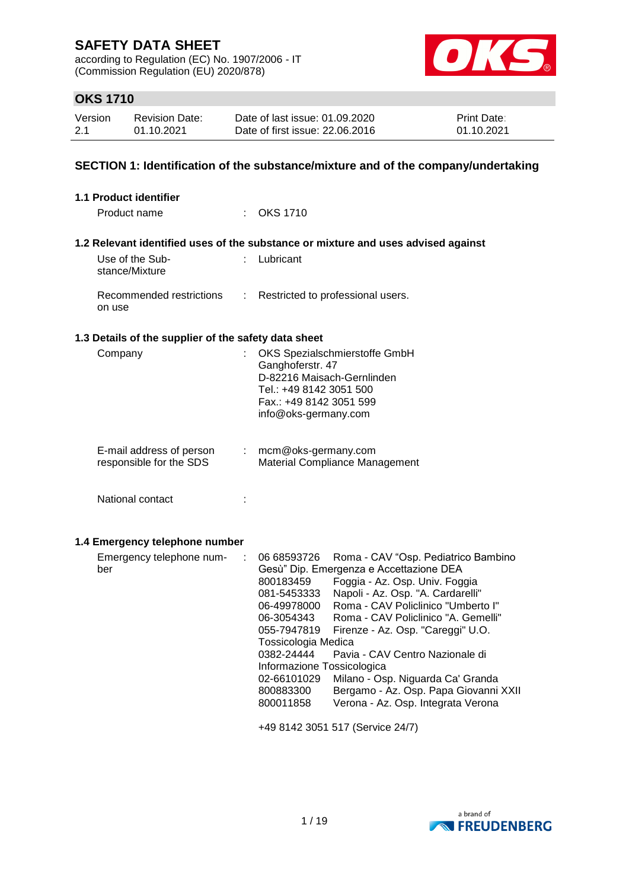# SAFETY DATA SHEET

according to Regulation (EC) No. 1907/2006 - IT
(Commission Regulation (EU) 2020/878)

## OKS 1710

| Version | Revision Date: | Date of last issue: 01.09.2020 | Print Date: |
|---|---|---|---|
| 2.1 | 01.10.2021 | Date of first issue: 22.06.2016 | 01.10.2021 |

## SECTION 1: Identification of the substance/mixture and of the company/undertaking

### 1.1 Product identifier

Product name : OKS 1710

### 1.2 Relevant identified uses of the substance or mixture and uses advised against

Use of the Substance/Mixture : Lubricant

Recommended restrictions on use : Restricted to professional users.

### 1.3 Details of the supplier of the safety data sheet

Company : OKS Spezialschmierstoffe GmbH
Ganghoferstr. 47
D-82216 Maisach-Gernlinden
Tel.: +49 8142 3051 500
Fax.: +49 8142 3051 599
info@oks-germany.com

E-mail address of person responsible for the SDS : mcm@oks-germany.com
Material Compliance Management

National contact :

### 1.4 Emergency telephone number

Emergency telephone number :

06 68593726 Roma - CAV "Osp. Pediatrico Bambino Gesù" Dip. Emergenza e Accettazione DEA
800183459 Foggia - Az. Osp. Univ. Foggia
081-5453333 Napoli - Az. Osp. "A. Cardarelli"
06-49978000 Roma - CAV Policlinico "Umberto I"
06-3054343 Roma - CAV Policlinico "A. Gemelli"
055-7947819 Firenze - Az. Osp. "Careggi" U.O. Tossicologia Medica
0382-24444 Pavia - CAV Centro Nazionale di Informazione Tossicologica
02-66101029 Milano - Osp. Niguarda Ca' Granda
800883300 Bergamo - Az. Osp. Papa Giovanni XXII
800011858 Verona - Az. Osp. Integrata Verona

+49 8142 3051 517 (Service 24/7)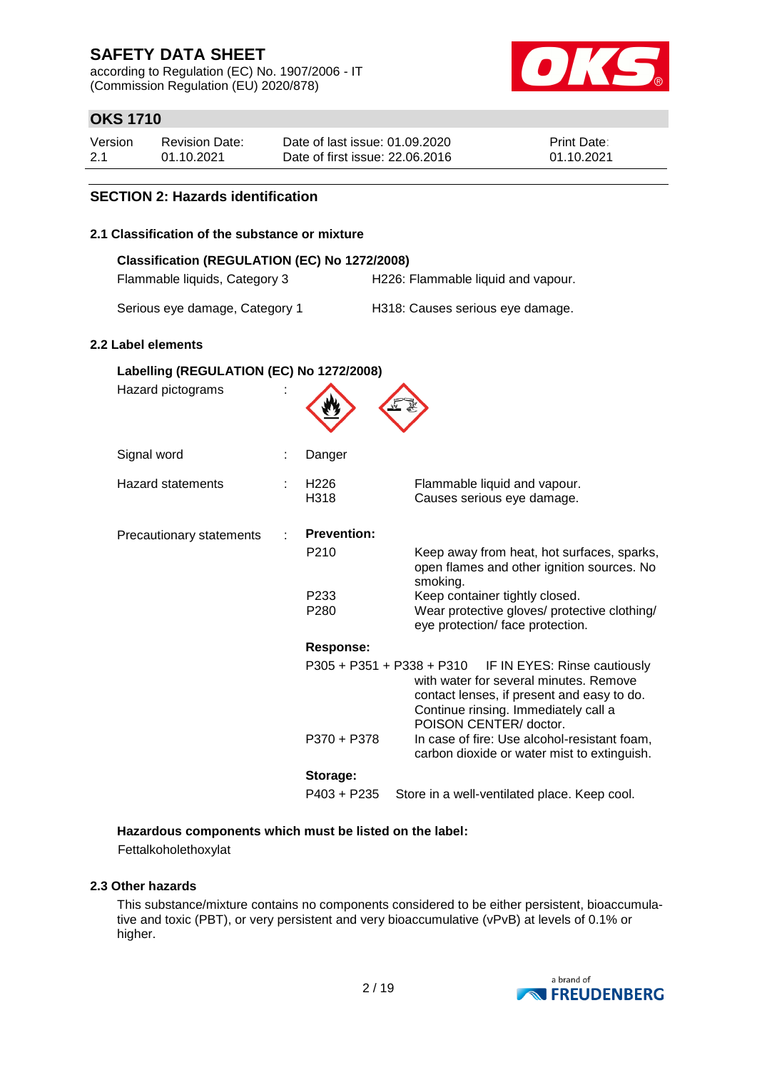## SECTION 2: Hazards identification

### 2.1 Classification of the substance or mixture

**Classification (REGULATION (EC) No 1272/2008)**

| | |
|---|---|
| Flammable liquids, Category 3 | H226: Flammable liquid and vapour. |
| Serious eye damage, Category 1 | H318: Causes serious eye damage. |

### 2.2 Label elements

**Labelling (REGULATION (EC) No 1272/2008)**

Hazard pictograms :

Signal word : Danger

Hazard statements :

| | |
|---|---|
| H226 | Flammable liquid and vapour. |
| H318 | Causes serious eye damage. |

Precautionary statements :

**Prevention:**

| | |
|---|---|
| P210 | Keep away from heat, hot surfaces, sparks, open flames and other ignition sources. No smoking. |
| P233 | Keep container tightly closed. |
| P280 | Wear protective gloves/ protective clothing/ eye protection/ face protection. |

**Response:**

| | |
|---|---|
| P305 + P351 + P338 + P310 | IF IN EYES: Rinse cautiously with water for several minutes. Remove contact lenses, if present and easy to do. Continue rinsing. Immediately call a POISON CENTER/ doctor. |
| P370 + P378 | In case of fire: Use alcohol-resistant foam, carbon dioxide or water mist to extinguish. |

**Storage:**

| | |
|---|---|
| P403 + P235 | Store in a well-ventilated place. Keep cool. |

**Hazardous components which must be listed on the label:**

Fettalkoholethoxylat

### 2.3 Other hazards

This substance/mixture contains no components considered to be either persistent, bioaccumulative and toxic (PBT), or very persistent and very bioaccumulative (vPvB) at levels of 0.1% or higher.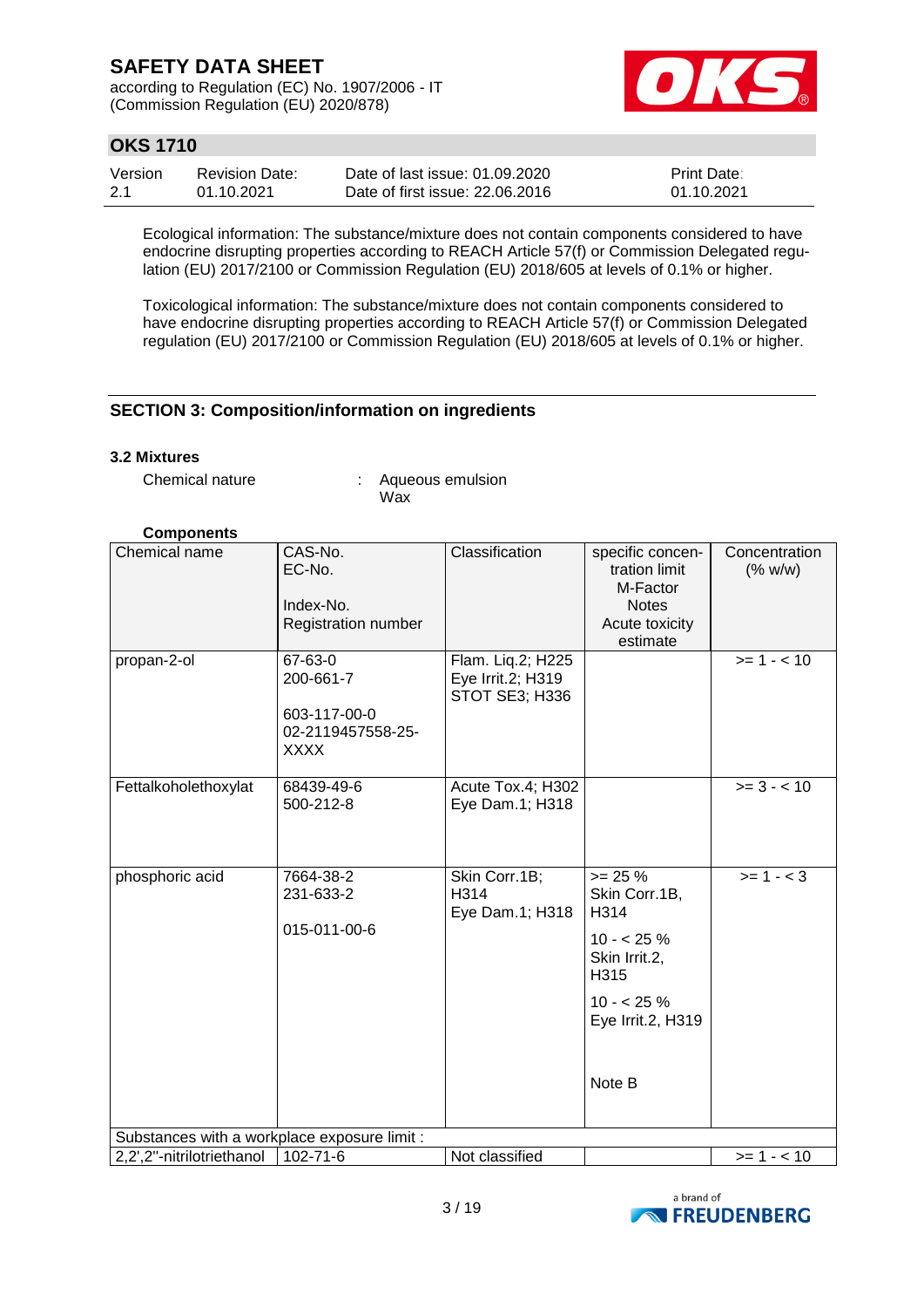Ecological information: The substance/mixture does not contain components considered to have endocrine disrupting properties according to REACH Article 57(f) or Commission Delegated regulation (EU) 2017/2100 or Commission Regulation (EU) 2018/605 at levels of 0.1% or higher.

Toxicological information: The substance/mixture does not contain components considered to have endocrine disrupting properties according to REACH Article 57(f) or Commission Delegated regulation (EU) 2017/2100 or Commission Regulation (EU) 2018/605 at levels of 0.1% or higher.

## SECTION 3: Composition/information on ingredients

### 3.2 Mixtures

Chemical nature : Aqueous emulsion
Wax

**Components**

| Chemical name | CAS-No.<br>EC-No.<br><br>Index-No.<br>Registration number | Classification | specific concentration limit<br>M-Factor<br>Notes<br>Acute toxicity estimate | Concentration (% w/w) |
|---|---|---|---|---|
| propan-2-ol | 67-63-0<br>200-661-7<br><br>603-117-00-0<br>02-2119457558-25-XXXX | Flam. Liq.2; H225<br>Eye Irrit.2; H319<br>STOT SE3; H336 | | >= 1 - < 10 |
| Fettalkoholethoxylat | 68439-49-6<br>500-212-8 | Acute Tox.4; H302<br>Eye Dam.1; H318 | | >= 3 - < 10 |
| phosphoric acid | 7664-38-2<br>231-633-2<br><br>015-011-00-6 | Skin Corr.1B; H314<br>Eye Dam.1; H318 | >= 25 %<br>Skin Corr.1B, H314<br><br>10 - < 25 %<br>Skin Irrit.2, H315<br><br>10 - < 25 %<br>Eye Irrit.2, H319<br><br>Note B | >= 1 - < 3 |
| Substances with a workplace exposure limit : | | | | |
| 2,2',2''-nitrilotriethanol | 102-71-6 | Not classified | | >= 1 - < 10 |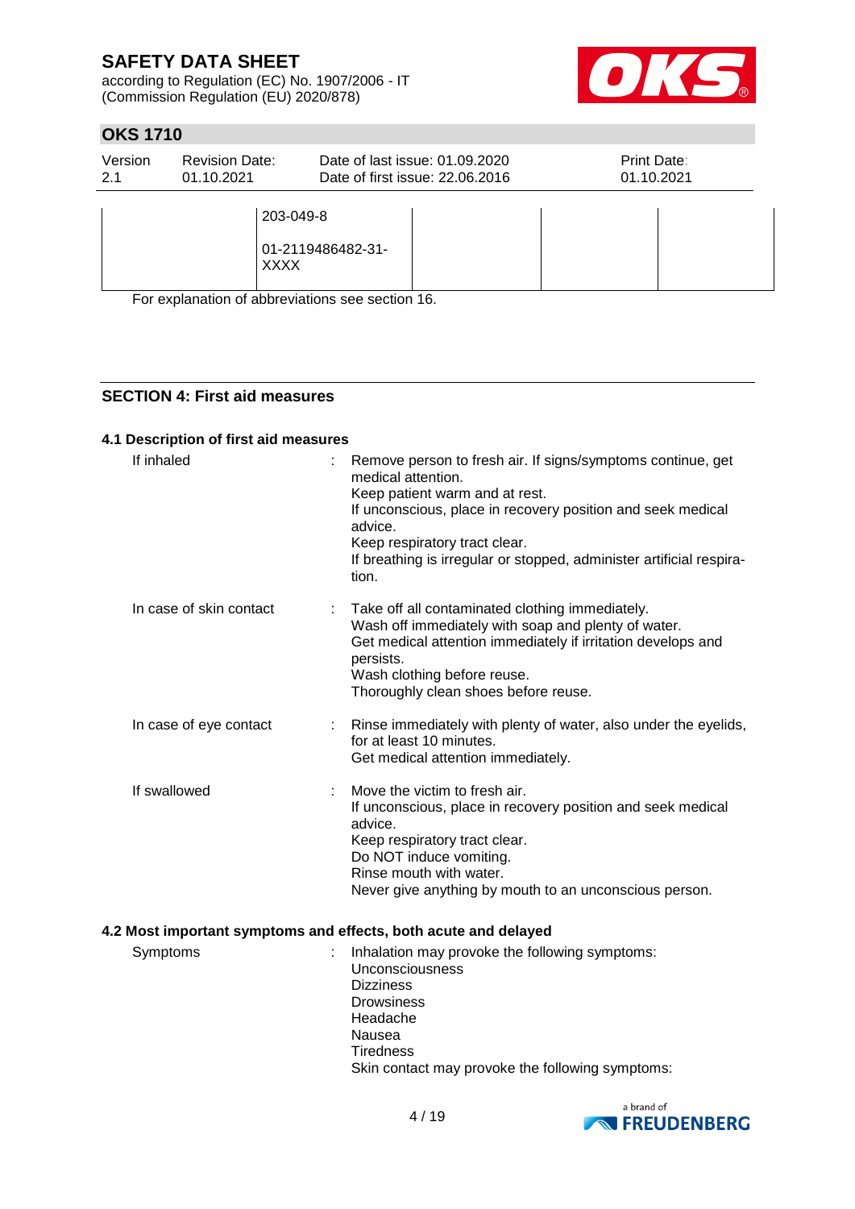| | | | | |
|---|---|---|---|---|
| | 203-049-8<br><br>01-2119486482-31-XXXX | | | |

For explanation of abbreviations see section 16.

## SECTION 4: First aid measures

### 4.1 Description of first aid measures

If inhaled : Remove person to fresh air. If signs/symptoms continue, get medical attention.
Keep patient warm and at rest.
If unconscious, place in recovery position and seek medical advice.
Keep respiratory tract clear.
If breathing is irregular or stopped, administer artificial respiration.

In case of skin contact : Take off all contaminated clothing immediately.
Wash off immediately with soap and plenty of water.
Get medical attention immediately if irritation develops and persists.
Wash clothing before reuse.
Thoroughly clean shoes before reuse.

In case of eye contact : Rinse immediately with plenty of water, also under the eyelids, for at least 10 minutes.
Get medical attention immediately.

If swallowed : Move the victim to fresh air.
If unconscious, place in recovery position and seek medical advice.
Keep respiratory tract clear.
Do NOT induce vomiting.
Rinse mouth with water.
Never give anything by mouth to an unconscious person.

### 4.2 Most important symptoms and effects, both acute and delayed

Symptoms : Inhalation may provoke the following symptoms:
Unconsciousness
Dizziness
Drowsiness
Headache
Nausea
Tiredness
Skin contact may provoke the following symptoms: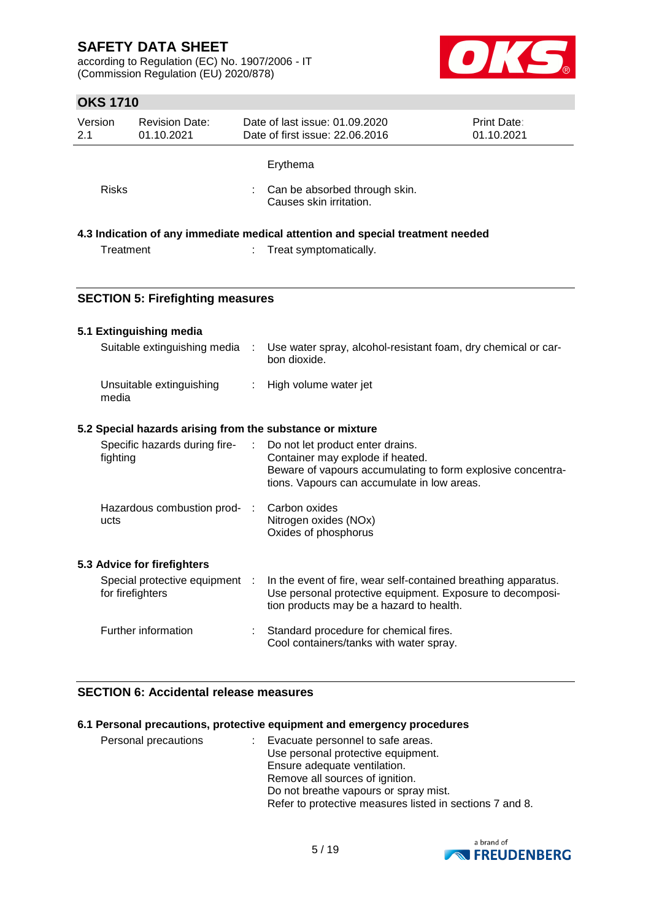| | | |
|---|---|---|
| | | Erythema |
| Risks | : | Can be absorbed through skin.<br>Causes skin irritation. |

### 4.3 Indication of any immediate medical attention and special treatment needed

| | | |
|---|---|---|
| Treatment | : | Treat symptomatically. |

## SECTION 5: Firefighting measures

### 5.1 Extinguishing media

| | | |
|---|---|---|
| Suitable extinguishing media | : | Use water spray, alcohol-resistant foam, dry chemical or carbon dioxide. |
| Unsuitable extinguishing media | : | High volume water jet |

### 5.2 Special hazards arising from the substance or mixture

| | | |
|---|---|---|
| Specific hazards during firefighting | : | Do not let product enter drains.<br>Container may explode if heated.<br>Beware of vapours accumulating to form explosive concentrations. Vapours can accumulate in low areas. |
| Hazardous combustion products | : | Carbon oxides<br>Nitrogen oxides (NOx)<br>Oxides of phosphorus |

### 5.3 Advice for firefighters

| | | |
|---|---|---|
| Special protective equipment for firefighters | : | In the event of fire, wear self-contained breathing apparatus.<br>Use personal protective equipment. Exposure to decomposition products may be a hazard to health. |
| Further information | : | Standard procedure for chemical fires.<br>Cool containers/tanks with water spray. |

## SECTION 6: Accidental release measures

### 6.1 Personal precautions, protective equipment and emergency procedures

| | | |
|---|---|---|
| Personal precautions | : | Evacuate personnel to safe areas.<br>Use personal protective equipment.<br>Ensure adequate ventilation.<br>Remove all sources of ignition.<br>Do not breathe vapours or spray mist.<br>Refer to protective measures listed in sections 7 and 8. |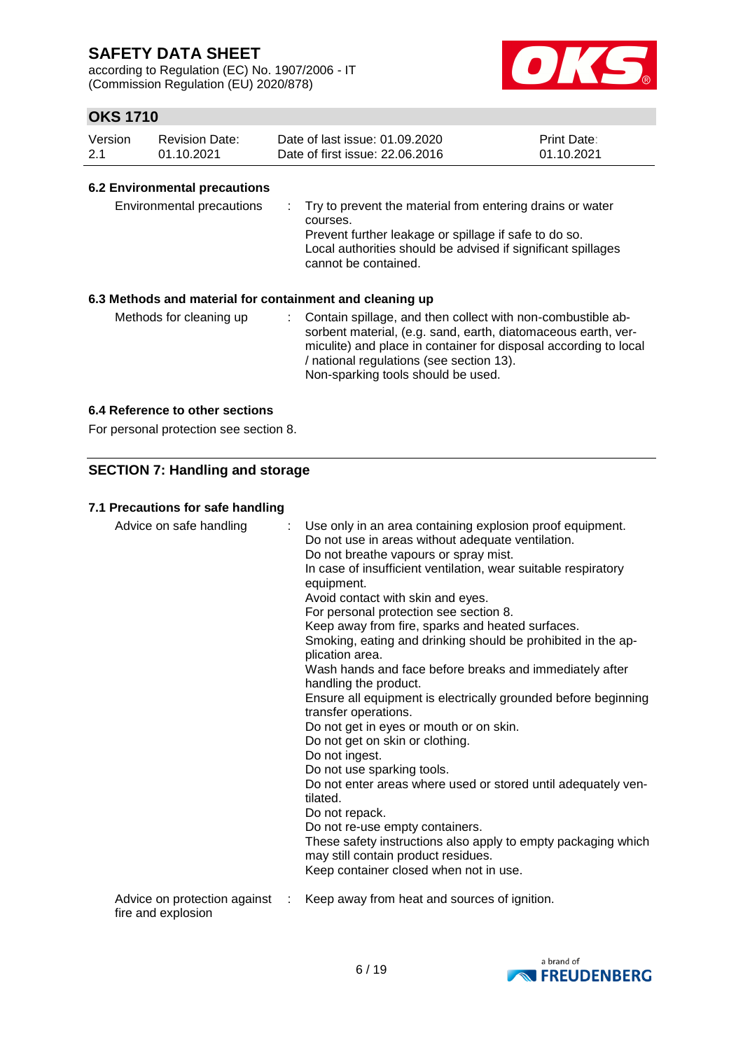### 6.2 Environmental precautions

| | |
|---|---|
| Environmental precautions | Try to prevent the material from entering drains or water courses.<br>Prevent further leakage or spillage if safe to do so.<br>Local authorities should be advised if significant spillages cannot be contained. |

### 6.3 Methods and material for containment and cleaning up

| | |
|---|---|
| Methods for cleaning up | Contain spillage, and then collect with non-combustible absorbent material, (e.g. sand, earth, diatomaceous earth, vermiculite) and place in container for disposal according to local / national regulations (see section 13).<br>Non-sparking tools should be used. |

### 6.4 Reference to other sections

For personal protection see section 8.

## SECTION 7: Handling and storage

### 7.1 Precautions for safe handling

| | |
|---|---|
| Advice on safe handling | Use only in an area containing explosion proof equipment.<br>Do not use in areas without adequate ventilation.<br>Do not breathe vapours or spray mist.<br>In case of insufficient ventilation, wear suitable respiratory equipment.<br>Avoid contact with skin and eyes.<br>For personal protection see section 8.<br>Keep away from fire, sparks and heated surfaces.<br>Smoking, eating and drinking should be prohibited in the application area.<br>Wash hands and face before breaks and immediately after handling the product.<br>Ensure all equipment is electrically grounded before beginning transfer operations.<br>Do not get in eyes or mouth or on skin.<br>Do not get on skin or clothing.<br>Do not ingest.<br>Do not use sparking tools.<br>Do not enter areas where used or stored until adequately ventilated.<br>Do not repack.<br>Do not re-use empty containers.<br>These safety instructions also apply to empty packaging which may still contain product residues.<br>Keep container closed when not in use. |
| Advice on protection against fire and explosion | Keep away from heat and sources of ignition. |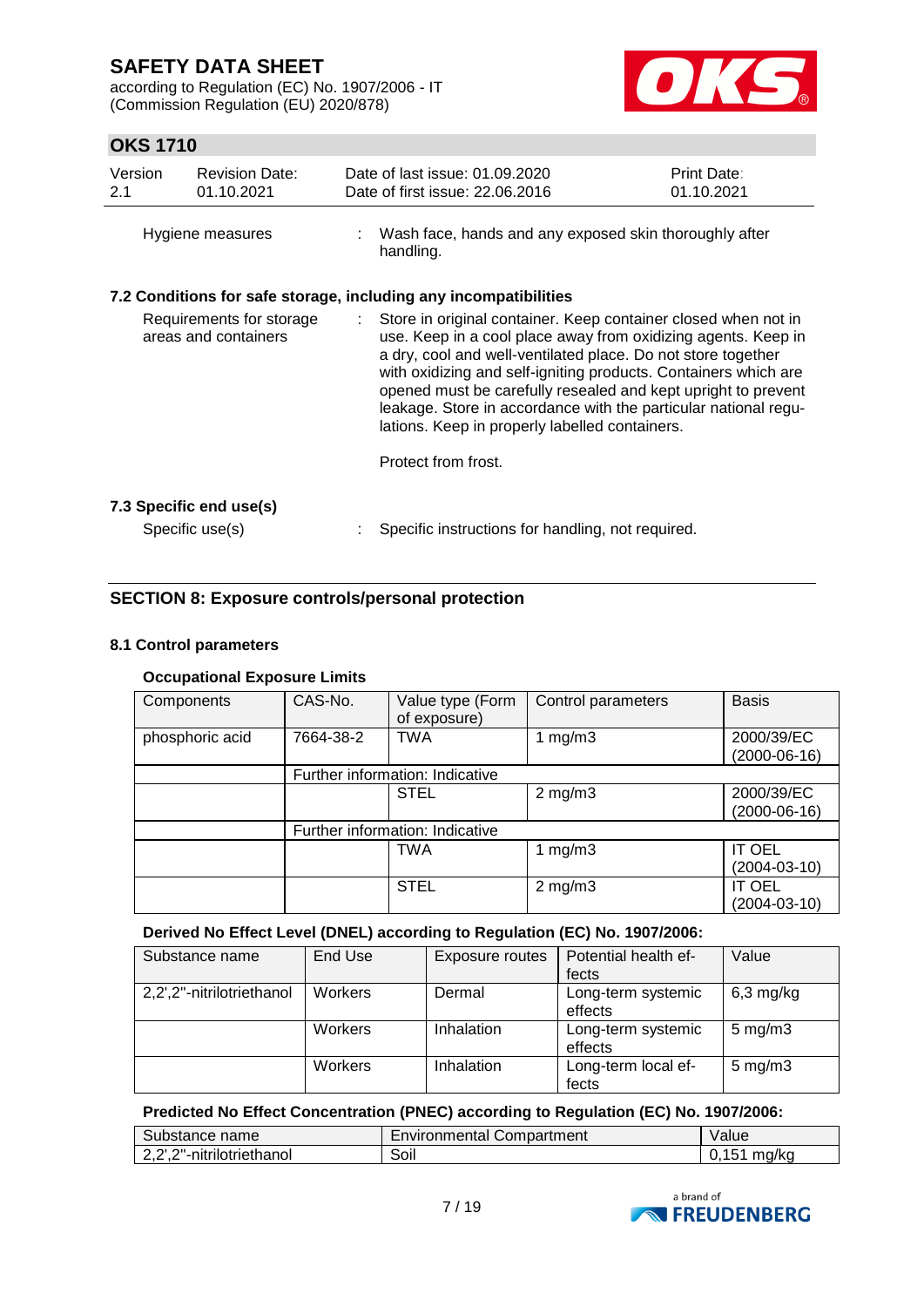Hygiene measures : Wash face, hands and any exposed skin thoroughly after handling.

### 7.2 Conditions for safe storage, including any incompatibilities

Requirements for storage areas and containers : Store in original container. Keep container closed when not in use. Keep in a cool place away from oxidizing agents. Keep in a dry, cool and well-ventilated place. Do not store together with oxidizing and self-igniting products. Containers which are opened must be carefully resealed and kept upright to prevent leakage. Store in accordance with the particular national regulations. Keep in properly labelled containers.

Protect from frost.

### 7.3 Specific end use(s)

Specific use(s) : Specific instructions for handling, not required.

## SECTION 8: Exposure controls/personal protection

### 8.1 Control parameters

**Occupational Exposure Limits**

| Components | CAS-No. | Value type (Form of exposure) | Control parameters | Basis |
|---|---|---|---|---|
| phosphoric acid | 7664-38-2 | TWA | 1 mg/m3 | 2000/39/EC (2000-06-16) |
| | Further information: Indicative | | | |
| | | STEL | 2 mg/m3 | 2000/39/EC (2000-06-16) |
| | Further information: Indicative | | | |
| | | TWA | 1 mg/m3 | IT OEL (2004-03-10) |
| | | STEL | 2 mg/m3 | IT OEL (2004-03-10) |

**Derived No Effect Level (DNEL) according to Regulation (EC) No. 1907/2006:**

| Substance name | End Use | Exposure routes | Potential health effects | Value |
|---|---|---|---|---|
| 2,2',2''-nitrilotriethanol | Workers | Dermal | Long-term systemic effects | 6,3 mg/kg |
| | Workers | Inhalation | Long-term systemic effects | 5 mg/m3 |
| | Workers | Inhalation | Long-term local effects | 5 mg/m3 |

**Predicted No Effect Concentration (PNEC) according to Regulation (EC) No. 1907/2006:**

| Substance name | Environmental Compartment | Value |
|---|---|---|
| 2,2',2''-nitrilotriethanol | Soil | 0,151 mg/kg |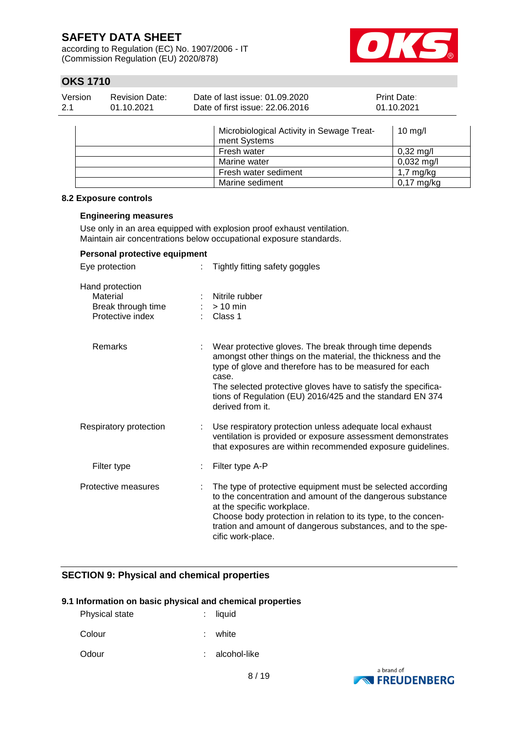| | Microbiological Activity in Sewage Treatment Systems | 10 mg/l |
|---|---|---|
| | Fresh water | 0,32 mg/l |
| | Marine water | 0,032 mg/l |
| | Fresh water sediment | 1,7 mg/kg |
| | Marine sediment | 0,17 mg/kg |

### 8.2 Exposure controls

**Engineering measures**

Use only in an area equipped with explosion proof exhaust ventilation.
Maintain air concentrations below occupational exposure standards.

**Personal protective equipment**

Eye protection : Tightly fitting safety goggles

Hand protection
- Material : Nitrile rubber
- Break through time : > 10 min
- Protective index : Class 1

Remarks : Wear protective gloves. The break through time depends amongst other things on the material, the thickness and the type of glove and therefore has to be measured for each case.
The selected protective gloves have to satisfy the specifications of Regulation (EU) 2016/425 and the standard EN 374 derived from it.

Respiratory protection : Use respiratory protection unless adequate local exhaust ventilation is provided or exposure assessment demonstrates that exposures are within recommended exposure guidelines.

Filter type : Filter type A-P

Protective measures : The type of protective equipment must be selected according to the concentration and amount of the dangerous substance at the specific workplace.
Choose body protection in relation to its type, to the concentration and amount of dangerous substances, and to the specific work-place.

## SECTION 9: Physical and chemical properties

### 9.1 Information on basic physical and chemical properties

Physical state : liquid

Colour : white

Odour : alcohol-like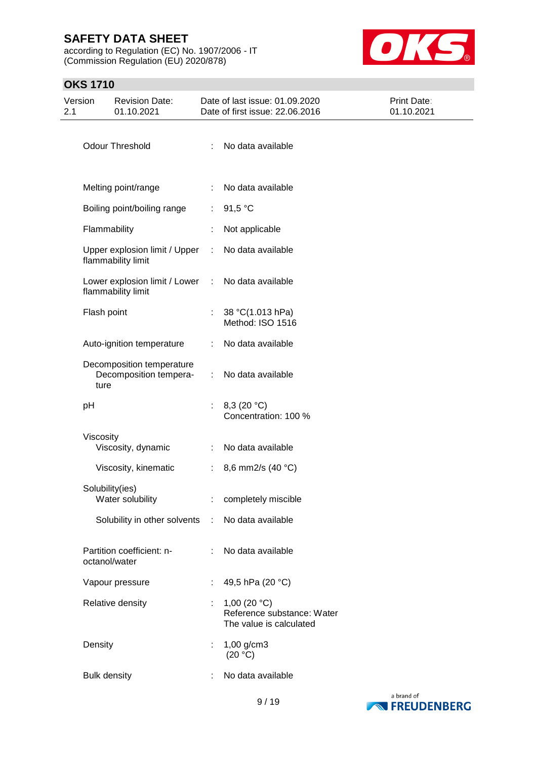| | | |
|---|---|---|
| Odour Threshold | : | No data available |
| Melting point/range | : | No data available |
| Boiling point/boiling range | : | 91,5 °C |
| Flammability | : | Not applicable |
| Upper explosion limit / Upper flammability limit | : | No data available |
| Lower explosion limit / Lower flammability limit | : | No data available |
| Flash point | : | 38 °C(1.013 hPa)<br>Method: ISO 1516 |
| Auto-ignition temperature | : | No data available |
| Decomposition temperature<br>Decomposition temperature | : | No data available |
| pH | : | 8,3 (20 °C)<br>Concentration: 100 % |
| Viscosity<br>Viscosity, dynamic | : | No data available |
| Viscosity, kinematic | : | 8,6 mm2/s (40 °C) |
| Solubility(ies)<br>Water solubility | : | completely miscible |
| Solubility in other solvents | : | No data available |
| Partition coefficient: n-octanol/water | : | No data available |
| Vapour pressure | : | 49,5 hPa (20 °C) |
| Relative density | : | 1,00 (20 °C)<br>Reference substance: Water<br>The value is calculated |
| Density | : | 1,00 g/cm3<br>(20 °C) |
| Bulk density | : | No data available |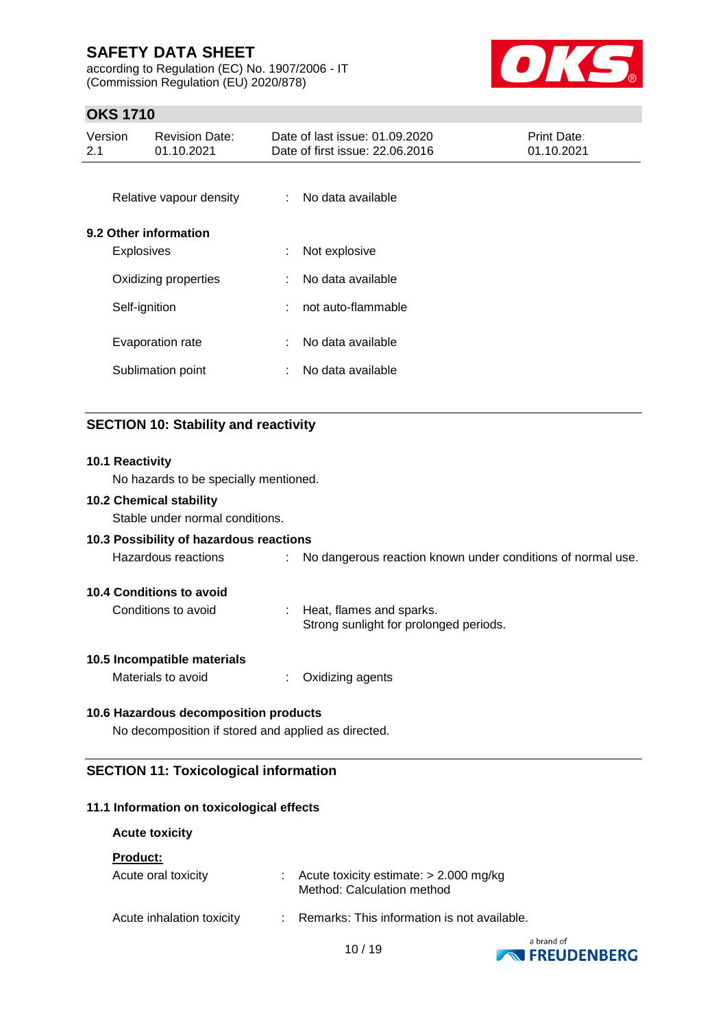| | | |
|---|---|---|
| Relative vapour density | : | No data available |

**9.2 Other information**

| | | |
|---|---|---|
| Explosives | : | Not explosive |
| Oxidizing properties | : | No data available |
| Self-ignition | : | not auto-flammable |
| Evaporation rate | : | No data available |
| Sublimation point | : | No data available |

## SECTION 10: Stability and reactivity

**10.1 Reactivity**

No hazards to be specially mentioned.

**10.2 Chemical stability**

Stable under normal conditions.

**10.3 Possibility of hazardous reactions**

| | | |
|---|---|---|
| Hazardous reactions | : | No dangerous reaction known under conditions of normal use. |

**10.4 Conditions to avoid**

| | | |
|---|---|---|
| Conditions to avoid | : | Heat, flames and sparks.<br>Strong sunlight for prolonged periods. |

**10.5 Incompatible materials**

| | | |
|---|---|---|
| Materials to avoid | : | Oxidizing agents |

**10.6 Hazardous decomposition products**

No decomposition if stored and applied as directed.

## SECTION 11: Toxicological information

**11.1 Information on toxicological effects**

**Acute toxicity**

**Product:**

| | | |
|---|---|---|
| Acute oral toxicity | : | Acute toxicity estimate: > 2.000 mg/kg<br>Method: Calculation method |
| Acute inhalation toxicity | : | Remarks: This information is not available. |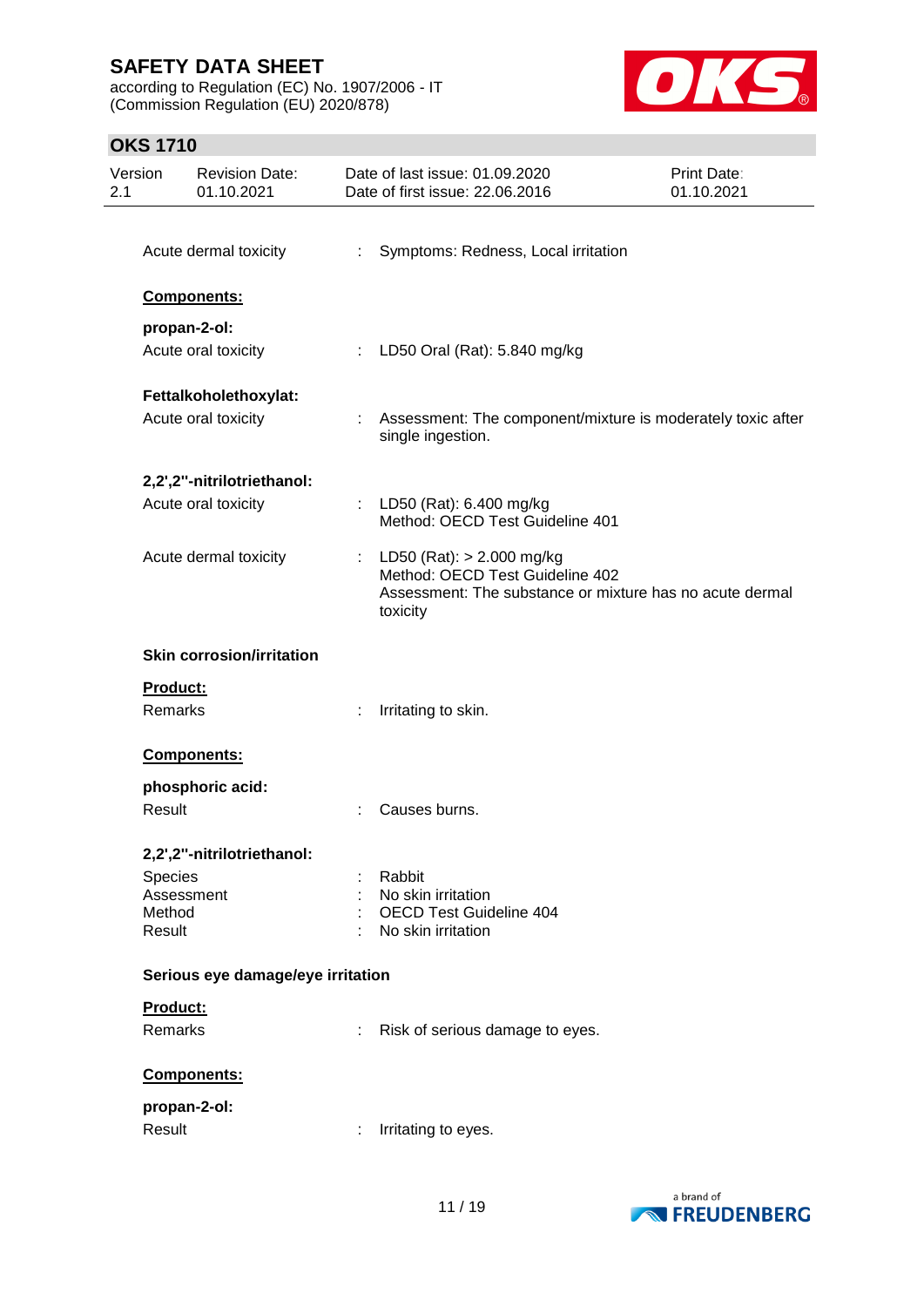Acute dermal toxicity : Symptoms: Redness, Local irritation

**Components:**

**propan-2-ol:**

Acute oral toxicity : LD50 Oral (Rat): 5.840 mg/kg

**Fettalkoholethoxylat:**

Acute oral toxicity : Assessment: The component/mixture is moderately toxic after single ingestion.

**2,2',2''-nitrilotriethanol:**

Acute oral toxicity : LD50 (Rat): 6.400 mg/kg
Method: OECD Test Guideline 401

Acute dermal toxicity : LD50 (Rat): > 2.000 mg/kg
Method: OECD Test Guideline 402
Assessment: The substance or mixture has no acute dermal toxicity

### Skin corrosion/irritation

**Product:**

Remarks : Irritating to skin.

**Components:**

**phosphoric acid:**

Result : Causes burns.

**2,2',2''-nitrilotriethanol:**

Species : Rabbit
Assessment : No skin irritation
Method : OECD Test Guideline 404
Result : No skin irritation

### Serious eye damage/eye irritation

**Product:**

Remarks : Risk of serious damage to eyes.

**Components:**

**propan-2-ol:**

Result : Irritating to eyes.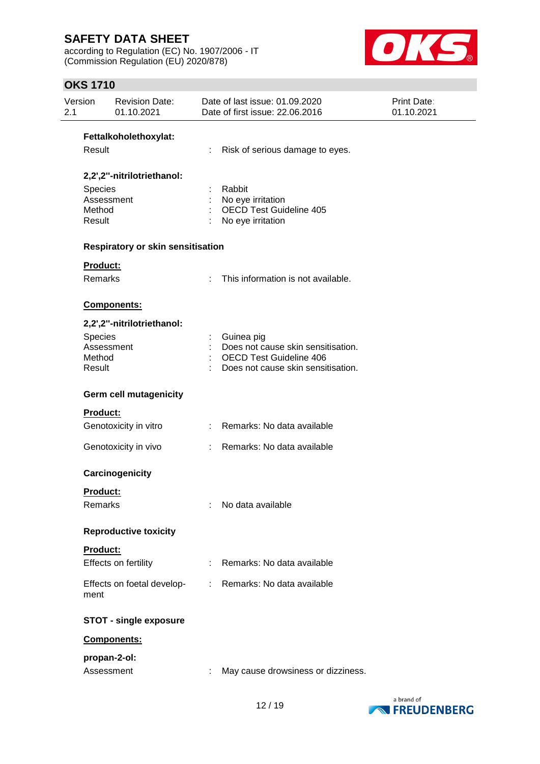**Fettalkoholethoxylat:**

Result : Risk of serious damage to eyes.

**2,2',2''-nitrilotriethanol:**

Species : Rabbit
Assessment : No eye irritation
Method : OECD Test Guideline 405
Result : No eye irritation

### Respiratory or skin sensitisation

**Product:**

Remarks : This information is not available.

**Components:**

**2,2',2''-nitrilotriethanol:**

Species : Guinea pig
Assessment : Does not cause skin sensitisation.
Method : OECD Test Guideline 406
Result : Does not cause skin sensitisation.

### Germ cell mutagenicity

**Product:**

Genotoxicity in vitro : Remarks: No data available

Genotoxicity in vivo : Remarks: No data available

### Carcinogenicity

**Product:**

Remarks : No data available

### Reproductive toxicity

**Product:**

Effects on fertility : Remarks: No data available

Effects on foetal development : Remarks: No data available

### STOT - single exposure

**Components:**

**propan-2-ol:**

Assessment : May cause drowsiness or dizziness.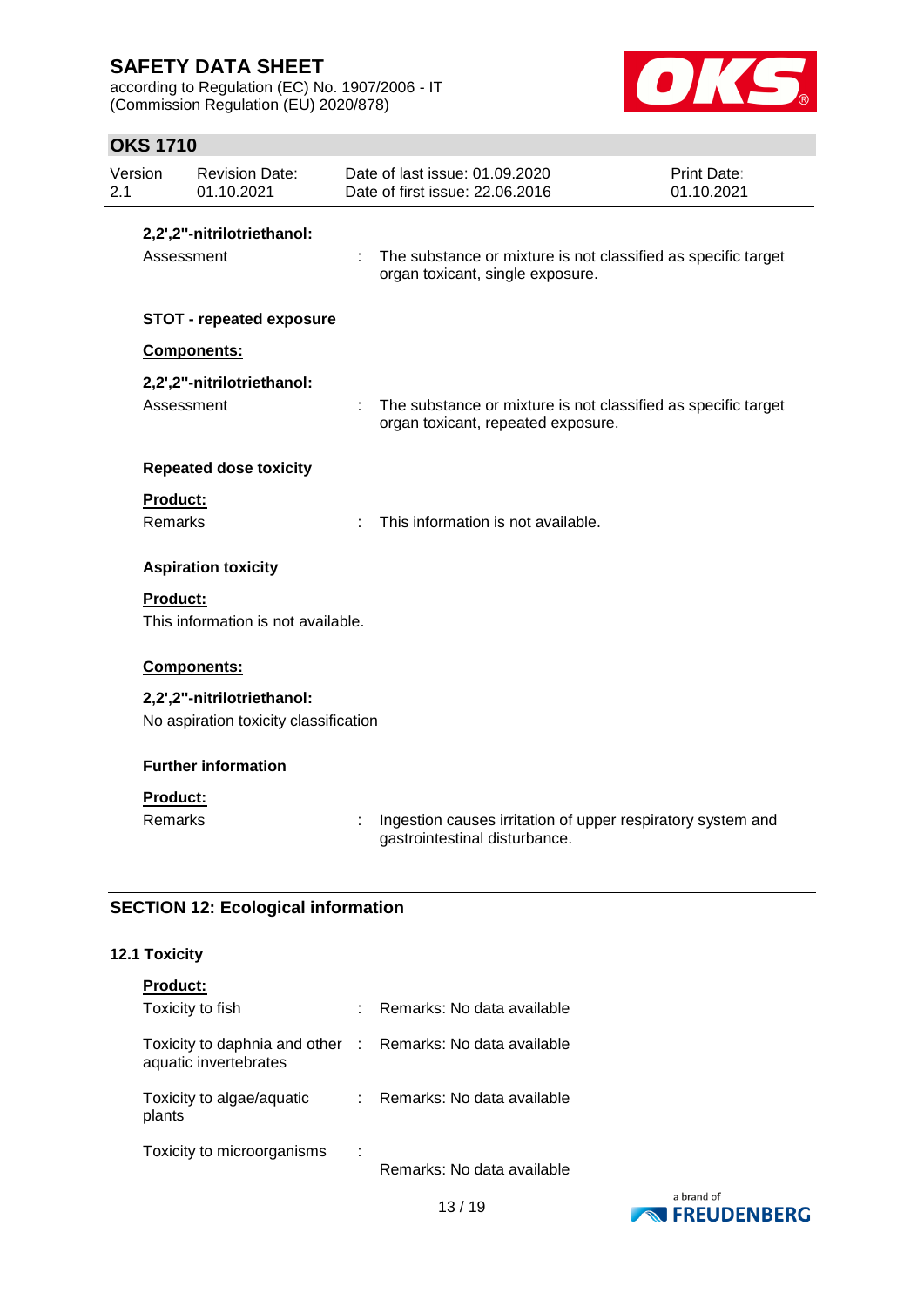**2,2',2''-nitrilotriethanol:**

Assessment : The substance or mixture is not classified as specific target organ toxicant, single exposure.

**STOT - repeated exposure**

**Components:**

**2,2',2''-nitrilotriethanol:**

Assessment : The substance or mixture is not classified as specific target organ toxicant, repeated exposure.

**Repeated dose toxicity**

**Product:**

Remarks : This information is not available.

**Aspiration toxicity**

**Product:**

This information is not available.

**Components:**

**2,2',2''-nitrilotriethanol:**

No aspiration toxicity classification

**Further information**

**Product:**

Remarks : Ingestion causes irritation of upper respiratory system and gastrointestinal disturbance.

## SECTION 12: Ecological information

### 12.1 Toxicity

**Product:**

Toxicity to fish : Remarks: No data available

Toxicity to daphnia and other aquatic invertebrates : Remarks: No data available

Toxicity to algae/aquatic plants : Remarks: No data available

Toxicity to microorganisms : Remarks: No data available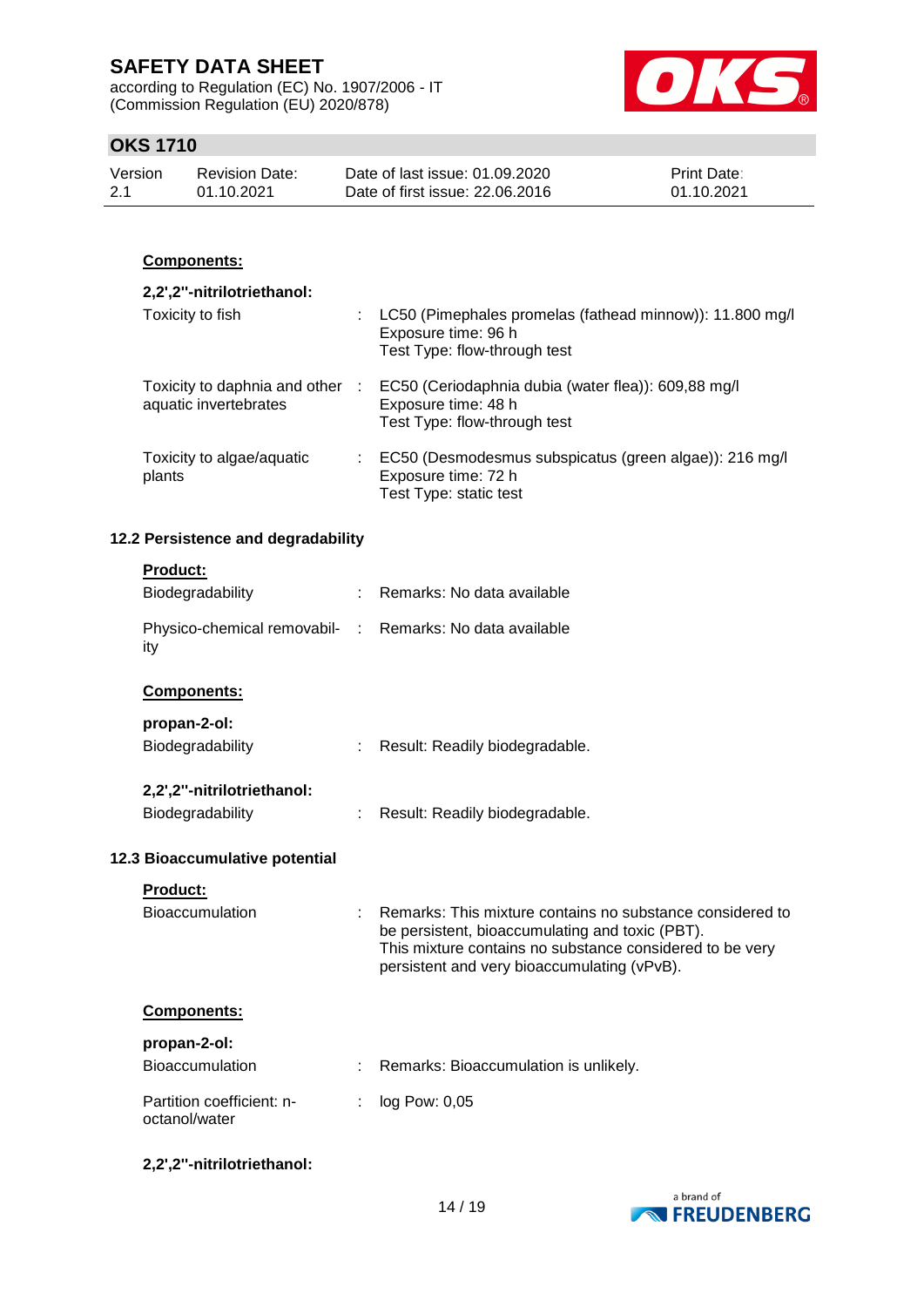**Components:**

**2,2',2''-nitrilotriethanol:**

| | | |
|---|---|---|
| Toxicity to fish | : | LC50 (Pimephales promelas (fathead minnow)): 11.800 mg/l<br>Exposure time: 96 h<br>Test Type: flow-through test |
| Toxicity to daphnia and other aquatic invertebrates | : | EC50 (Ceriodaphnia dubia (water flea)): 609,88 mg/l<br>Exposure time: 48 h<br>Test Type: flow-through test |
| Toxicity to algae/aquatic plants | : | EC50 (Desmodesmus subspicatus (green algae)): 216 mg/l<br>Exposure time: 72 h<br>Test Type: static test |

### 12.2 Persistence and degradability

**Product:**

| | | |
|---|---|---|
| Biodegradability | : | Remarks: No data available |
| Physico-chemical removability | : | Remarks: No data available |

**Components:**

**propan-2-ol:**

| | | |
|---|---|---|
| Biodegradability | : | Result: Readily biodegradable. |

**2,2',2''-nitrilotriethanol:**

| | | |
|---|---|---|
| Biodegradability | : | Result: Readily biodegradable. |

### 12.3 Bioaccumulative potential

**Product:**

| | | |
|---|---|---|
| Bioaccumulation | : | Remarks: This mixture contains no substance considered to be persistent, bioaccumulating and toxic (PBT).<br>This mixture contains no substance considered to be very persistent and very bioaccumulating (vPvB). |

**Components:**

**propan-2-ol:**

| | | |
|---|---|---|
| Bioaccumulation | : | Remarks: Bioaccumulation is unlikely. |
| Partition coefficient: n-octanol/water | : | log Pow: 0,05 |

**2,2',2''-nitrilotriethanol:**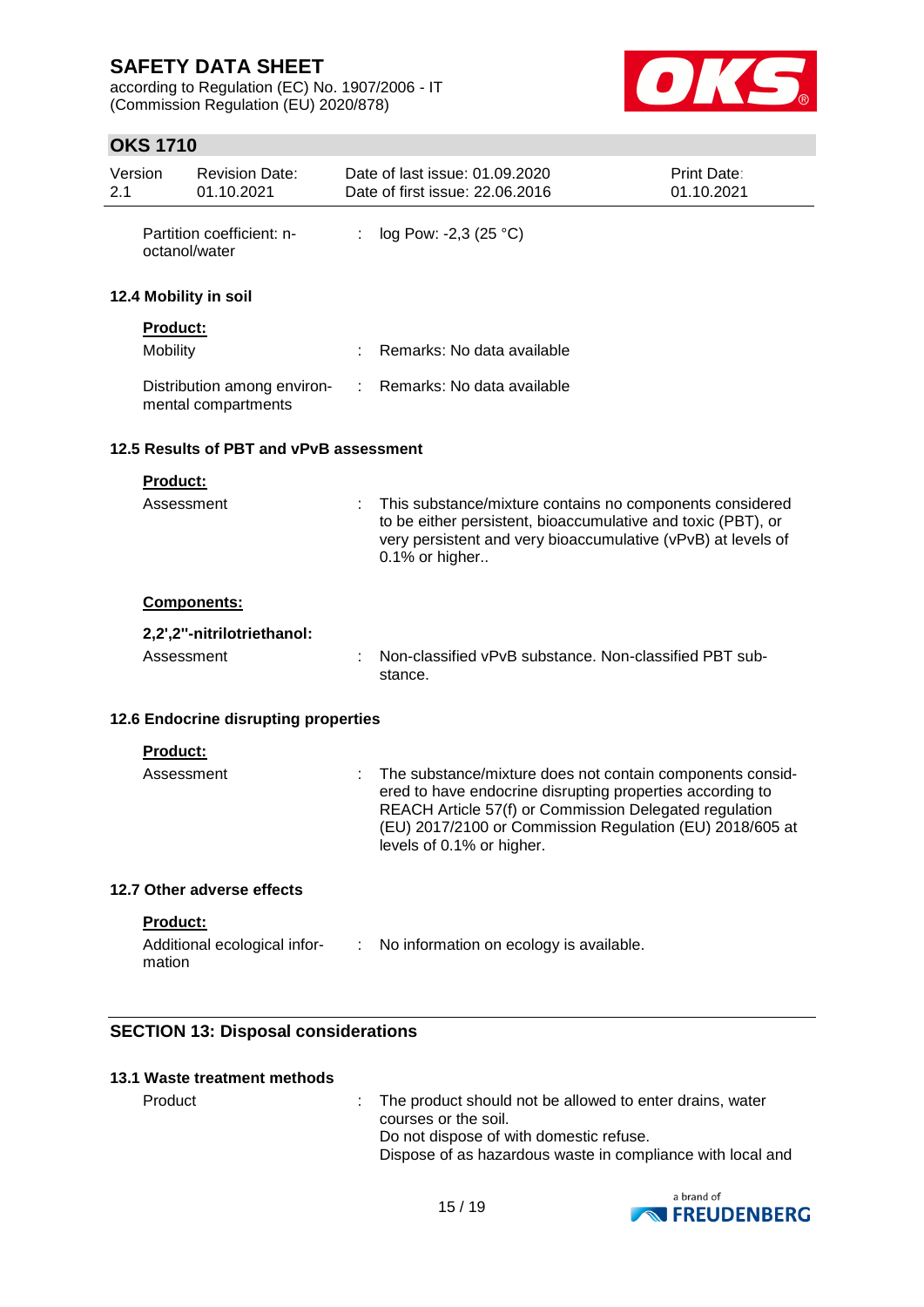Partition coefficient: n-octanol/water : log Pow: -2,3 (25 °C)

### 12.4 Mobility in soil

**Product:**

| | |
|---|---|
| Mobility | : Remarks: No data available |
| Distribution among environmental compartments | : Remarks: No data available |

### 12.5 Results of PBT and vPvB assessment

**Product:**

Assessment : This substance/mixture contains no components considered to be either persistent, bioaccumulative and toxic (PBT), or very persistent and very bioaccumulative (vPvB) at levels of 0.1% or higher..

**Components:**

**2,2',2''-nitrilotriethanol:**

Assessment : Non-classified vPvB substance. Non-classified PBT substance.

### 12.6 Endocrine disrupting properties

**Product:**

Assessment : The substance/mixture does not contain components considered to have endocrine disrupting properties according to REACH Article 57(f) or Commission Delegated regulation (EU) 2017/2100 or Commission Regulation (EU) 2018/605 at levels of 0.1% or higher.

### 12.7 Other adverse effects

**Product:**

Additional ecological information : No information on ecology is available.

## SECTION 13: Disposal considerations

### 13.1 Waste treatment methods

Product : The product should not be allowed to enter drains, water courses or the soil.
Do not dispose of with domestic refuse.
Dispose of as hazardous waste in compliance with local and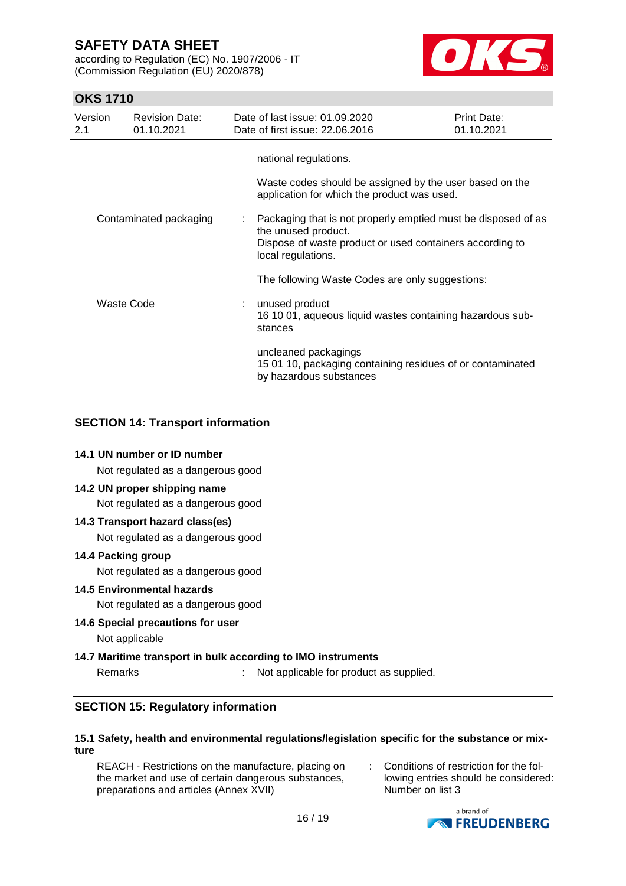national regulations.

Waste codes should be assigned by the user based on the application for which the product was used.

| | | |
|---|---|---|
| Contaminated packaging | : | Packaging that is not properly emptied must be disposed of as the unused product. Dispose of waste product or used containers according to local regulations. |
| | | The following Waste Codes are only suggestions: |
| Waste Code | : | unused product<br>16 10 01, aqueous liquid wastes containing hazardous substances |
| | | uncleaned packagings<br>15 01 10, packaging containing residues of or contaminated by hazardous substances |

## SECTION 14: Transport information

**14.1 UN number or ID number**

Not regulated as a dangerous good

**14.2 UN proper shipping name**

Not regulated as a dangerous good

**14.3 Transport hazard class(es)**

Not regulated as a dangerous good

**14.4 Packing group**

Not regulated as a dangerous good

**14.5 Environmental hazards**

Not regulated as a dangerous good

**14.6 Special precautions for user**

Not applicable

**14.7 Maritime transport in bulk according to IMO instruments**

Remarks : Not applicable for product as supplied.

## SECTION 15: Regulatory information

**15.1 Safety, health and environmental regulations/legislation specific for the substance or mixture**

| | | |
|---|---|---|
| REACH - Restrictions on the manufacture, placing on the market and use of certain dangerous substances, preparations and articles (Annex XVII) | : | Conditions of restriction for the following entries should be considered: Number on list 3 |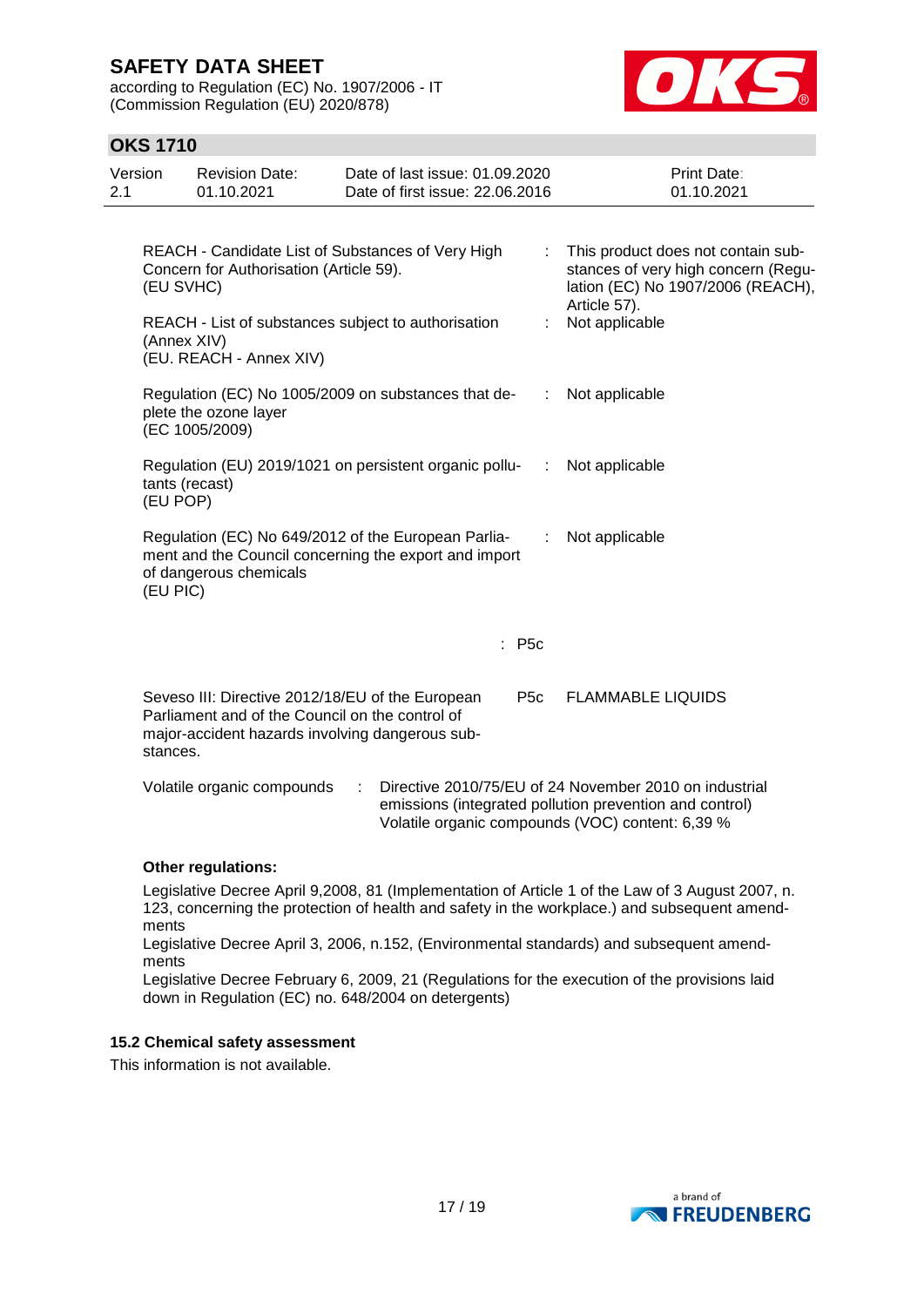| | | |
|---|---|---|
| REACH - Candidate List of Substances of Very High Concern for Authorisation (Article 59). (EU SVHC) | : | This product does not contain substances of very high concern (Regulation (EC) No 1907/2006 (REACH), Article 57). |
| REACH - List of substances subject to authorisation (Annex XIV) (EU. REACH - Annex XIV) | : | Not applicable |
| Regulation (EC) No 1005/2009 on substances that deplete the ozone layer (EC 1005/2009) | : | Not applicable |
| Regulation (EU) 2019/1021 on persistent organic pollutants (recast) (EU POP) | : | Not applicable |
| Regulation (EC) No 649/2012 of the European Parliament and the Council concerning the export and import of dangerous chemicals (EU PIC) | : | Not applicable |

: P5c

| | | |
|---|---|---|
| Seveso III: Directive 2012/18/EU of the European Parliament and of the Council on the control of major-accident hazards involving dangerous substances. | P5c | FLAMMABLE LIQUIDS |

Volatile organic compounds : Directive 2010/75/EU of 24 November 2010 on industrial emissions (integrated pollution prevention and control)
Volatile organic compounds (VOC) content: 6,39 %

**Other regulations:**

Legislative Decree April 9,2008, 81 (Implementation of Article 1 of the Law of 3 August 2007, n. 123, concerning the protection of health and safety in the workplace.) and subsequent amendments
Legislative Decree April 3, 2006, n.152, (Environmental standards) and subsequent amendments
Legislative Decree February 6, 2009, 21 (Regulations for the execution of the provisions laid down in Regulation (EC) no. 648/2004 on detergents)

### 15.2 Chemical safety assessment

This information is not available.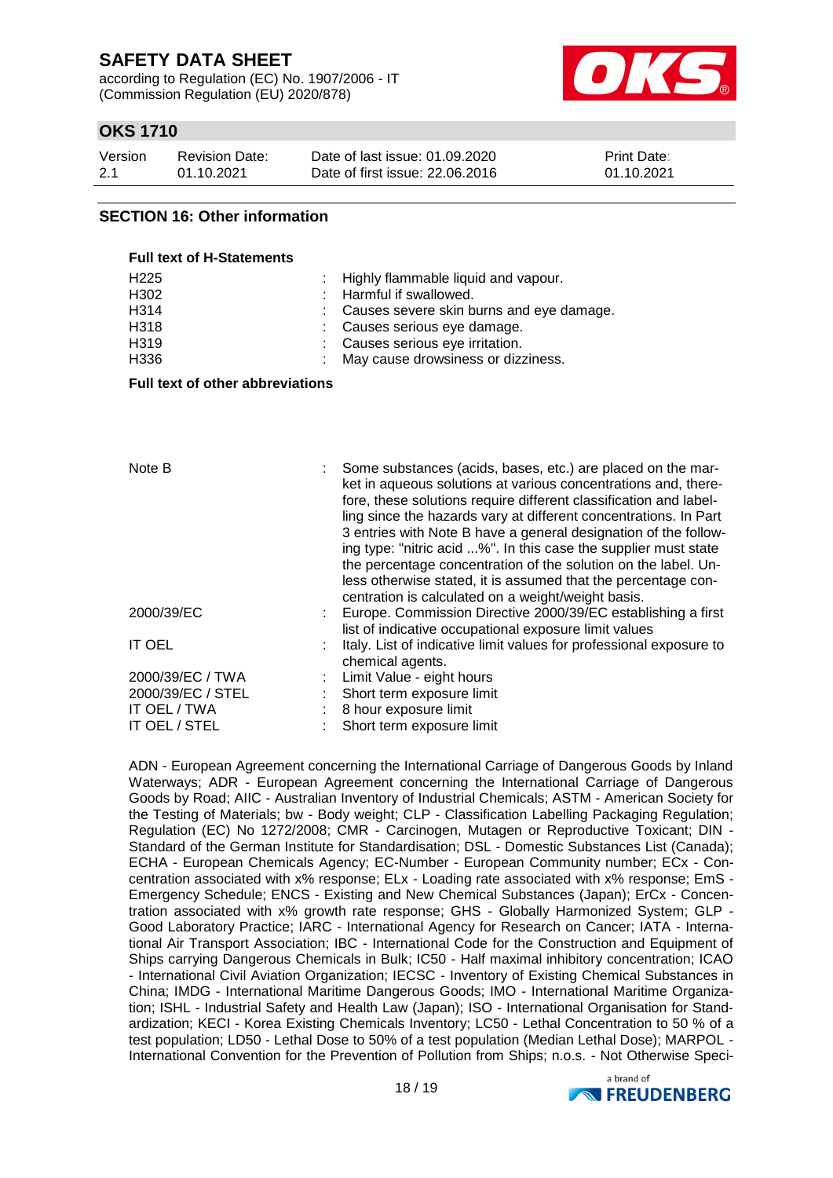## SECTION 16: Other information

**Full text of H-Statements**

| | |
|---|---|
| H225 | Highly flammable liquid and vapour. |
| H302 | Harmful if swallowed. |
| H314 | Causes severe skin burns and eye damage. |
| H318 | Causes serious eye damage. |
| H319 | Causes serious eye irritation. |
| H336 | May cause drowsiness or dizziness. |

**Full text of other abbreviations**

| | |
|---|---|
| Note B | Some substances (acids, bases, etc.) are placed on the market in aqueous solutions at various concentrations and, therefore, these solutions require different classification and labelling since the hazards vary at different concentrations. In Part 3 entries with Note B have a general designation of the following type: "nitric acid ...%". In this case the supplier must state the percentage concentration of the solution on the label. Unless otherwise stated, it is assumed that the percentage concentration is calculated on a weight/weight basis. |
| 2000/39/EC | Europe. Commission Directive 2000/39/EC establishing a first list of indicative occupational exposure limit values |
| IT OEL | Italy. List of indicative limit values for professional exposure to chemical agents. |
| 2000/39/EC / TWA | Limit Value - eight hours |
| 2000/39/EC / STEL | Short term exposure limit |
| IT OEL / TWA | 8 hour exposure limit |
| IT OEL / STEL | Short term exposure limit |

ADN - European Agreement concerning the International Carriage of Dangerous Goods by Inland Waterways; ADR - European Agreement concerning the International Carriage of Dangerous Goods by Road; AIIC - Australian Inventory of Industrial Chemicals; ASTM - American Society for the Testing of Materials; bw - Body weight; CLP - Classification Labelling Packaging Regulation; Regulation (EC) No 1272/2008; CMR - Carcinogen, Mutagen or Reproductive Toxicant; DIN - Standard of the German Institute for Standardisation; DSL - Domestic Substances List (Canada); ECHA - European Chemicals Agency; EC-Number - European Community number; ECx - Concentration associated with x% response; ELx - Loading rate associated with x% response; EmS - Emergency Schedule; ENCS - Existing and New Chemical Substances (Japan); ErCx - Concentration associated with x% growth rate response; GHS - Globally Harmonized System; GLP - Good Laboratory Practice; IARC - International Agency for Research on Cancer; IATA - International Air Transport Association; IBC - International Code for the Construction and Equipment of Ships carrying Dangerous Chemicals in Bulk; IC50 - Half maximal inhibitory concentration; ICAO - International Civil Aviation Organization; IECSC - Inventory of Existing Chemical Substances in China; IMDG - International Maritime Dangerous Goods; IMO - International Maritime Organization; ISHL - Industrial Safety and Health Law (Japan); ISO - International Organisation for Standardization; KECI - Korea Existing Chemicals Inventory; LC50 - Lethal Concentration to 50 % of a test population; LD50 - Lethal Dose to 50% of a test population (Median Lethal Dose); MARPOL - International Convention for the Prevention of Pollution from Ships; n.o.s. - Not Otherwise Speci-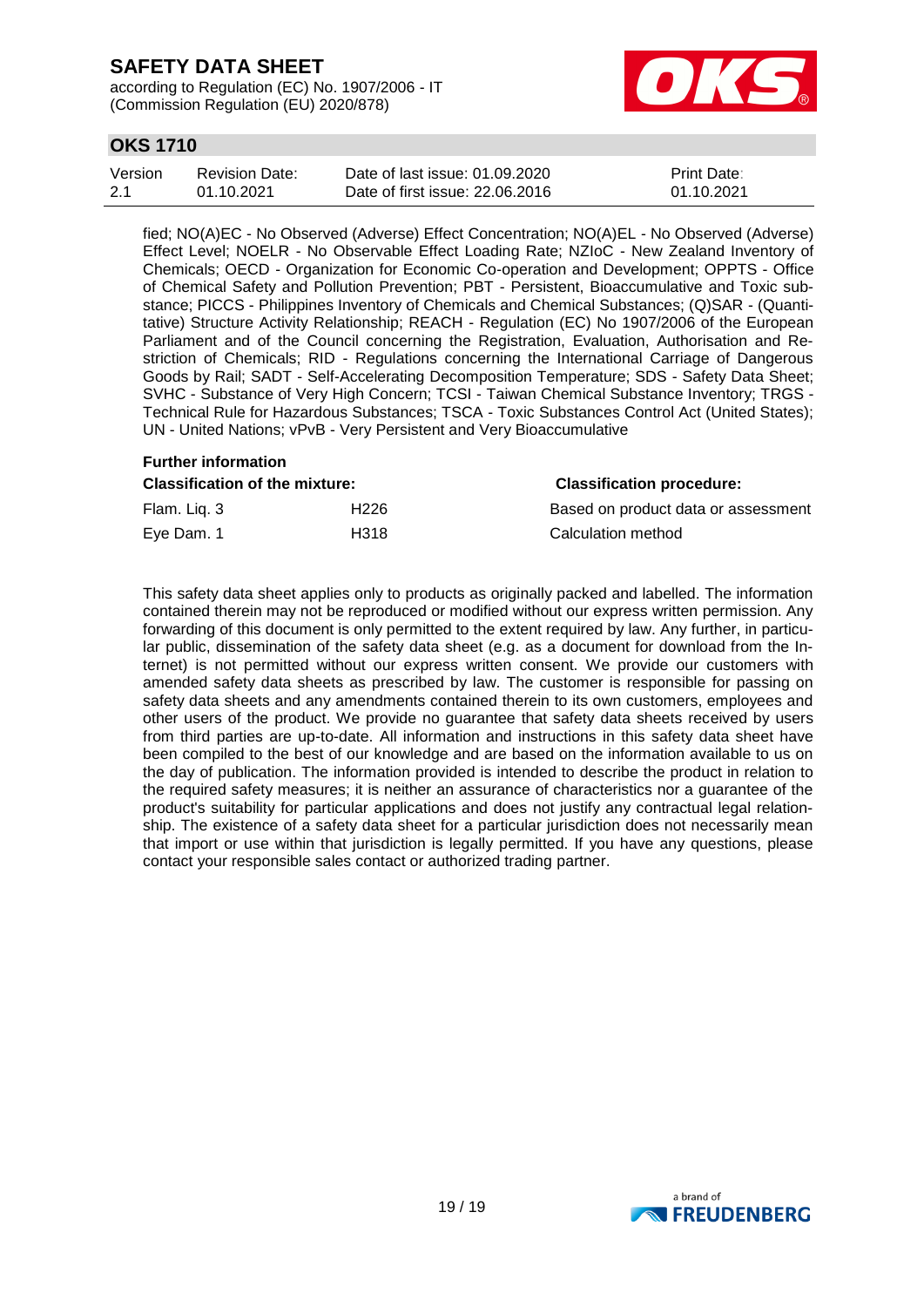fied; NO(A)EC - No Observed (Adverse) Effect Concentration; NO(A)EL - No Observed (Adverse) Effect Level; NOELR - No Observable Effect Loading Rate; NZIoC - New Zealand Inventory of Chemicals; OECD - Organization for Economic Co-operation and Development; OPPTS - Office of Chemical Safety and Pollution Prevention; PBT - Persistent, Bioaccumulative and Toxic substance; PICCS - Philippines Inventory of Chemicals and Chemical Substances; (Q)SAR - (Quantitative) Structure Activity Relationship; REACH - Regulation (EC) No 1907/2006 of the European Parliament and of the Council concerning the Registration, Evaluation, Authorisation and Restriction of Chemicals; RID - Regulations concerning the International Carriage of Dangerous Goods by Rail; SADT - Self-Accelerating Decomposition Temperature; SDS - Safety Data Sheet; SVHC - Substance of Very High Concern; TCSI - Taiwan Chemical Substance Inventory; TRGS - Technical Rule for Hazardous Substances; TSCA - Toxic Substances Control Act (United States); UN - United Nations; vPvB - Very Persistent and Very Bioaccumulative

**Further information**

| **Classification of the mixture:** | | **Classification procedure:** |
|---|---|---|
| Flam. Liq. 3 | H226 | Based on product data or assessment |
| Eye Dam. 1 | H318 | Calculation method |

This safety data sheet applies only to products as originally packed and labelled. The information contained therein may not be reproduced or modified without our express written permission. Any forwarding of this document is only permitted to the extent required by law. Any further, in particular public, dissemination of the safety data sheet (e.g. as a document for download from the Internet) is not permitted without our express written consent. We provide our customers with amended safety data sheets as prescribed by law. The customer is responsible for passing on safety data sheets and any amendments contained therein to its own customers, employees and other users of the product. We provide no guarantee that safety data sheets received by users from third parties are up-to-date. All information and instructions in this safety data sheet have been compiled to the best of our knowledge and are based on the information available to us on the day of publication. The information provided is intended to describe the product in relation to the required safety measures; it is neither an assurance of characteristics nor a guarantee of the product's suitability for particular applications and does not justify any contractual legal relationship. The existence of a safety data sheet for a particular jurisdiction does not necessarily mean that import or use within that jurisdiction is legally permitted. If you have any questions, please contact your responsible sales contact or authorized trading partner.